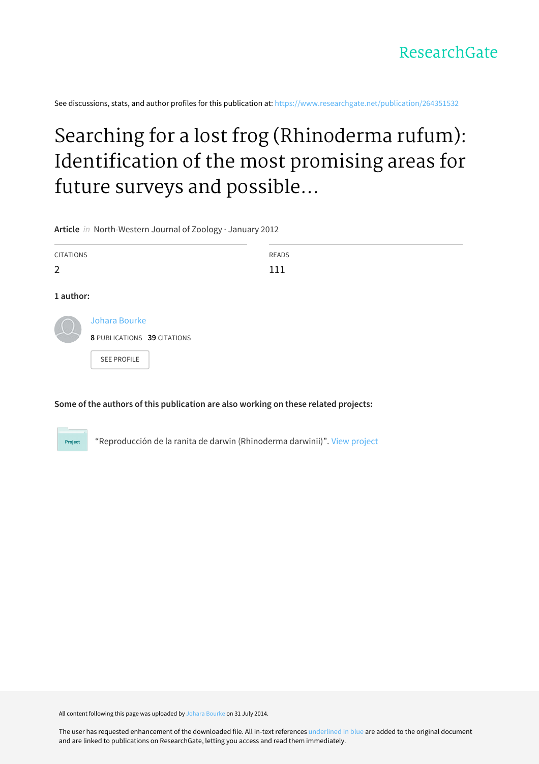ResearchGate

See discussions, stats, and author profiles for this publication at: https://www.researchgate.net/publication/264351532

# Searching for a lost frog (Rhinoderma rufum): Identification of the most promising areas for future surveys and possible...

**Article** *in* North-Western Journal of Zoology · January 2012

| CITATIONS | READS |
| --- | --- |
| 2 | 111 |

**1 author:**

Johara Bourke

**8** PUBLICATIONS **39** CITATIONS

SEE PROFILE

**Some of the authors of this publication are also working on these related projects:**

Project

"Reproducción de la ranita de darwin (Rhinoderma darwinii)". View project

All content following this page was uploaded by Johara Bourke on 31 July 2014.

The user has requested enhancement of the downloaded file. All in-text references underlined in blue are added to the original document and are linked to publications on ResearchGate, letting you access and read them immediately.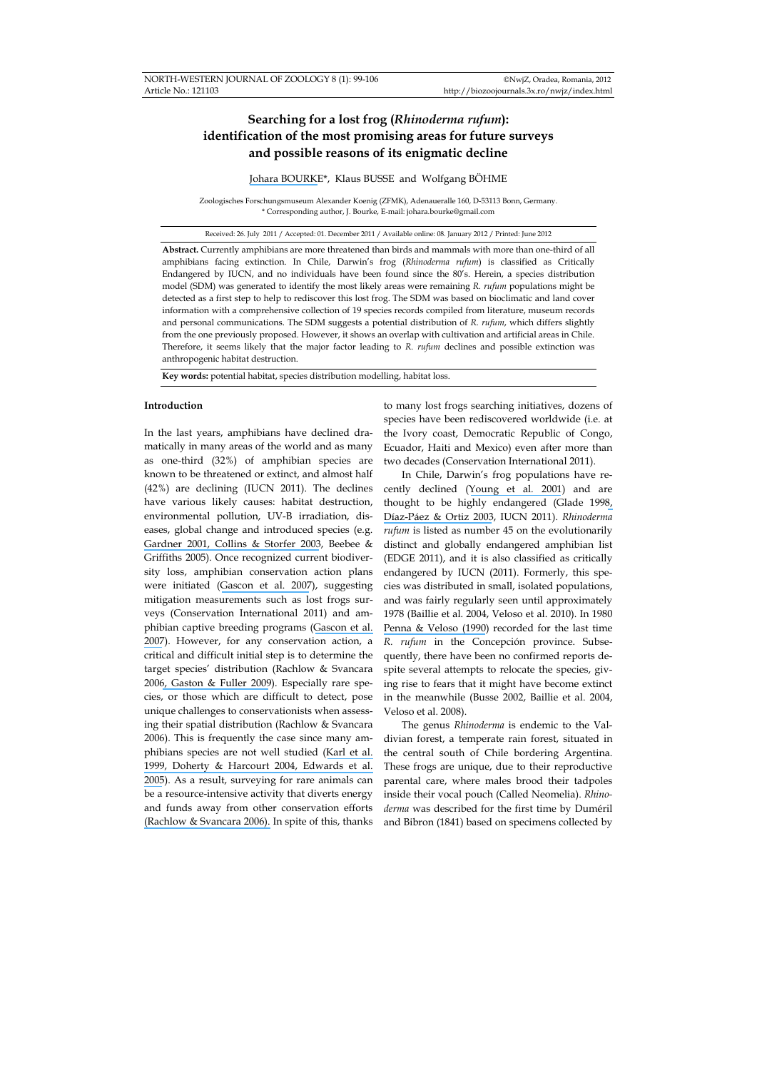# Searching for a lost frog (*Rhinoderma rufum*): identification of the most promising areas for future surveys and possible reasons of its enigmatic decline

Johara BOURKE*, Klaus BUSSE and Wolfgang BÖHME

Zoologisches Forschungsmuseum Alexander Koenig (ZFMK), Adenaueralle 160, D-53113 Bonn, Germany.
* Corresponding author, J. Bourke, E-mail: johara.bourke@gmail.com

Received: 26. July 2011 / Accepted: 01. December 2011 / Available online: 08. January 2012 / Printed: June 2012

**Abstract.** Currently amphibians are more threatened than birds and mammals with more than one-third of all amphibians facing extinction. In Chile, Darwin's frog (*Rhinoderma rufum*) is classified as Critically Endangered by IUCN, and no individuals have been found since the 80's. Herein, a species distribution model (SDM) was generated to identify the most likely areas were remaining *R. rufum* populations might be detected as a first step to help to rediscover this lost frog. The SDM was based on bioclimatic and land cover information with a comprehensive collection of 19 species records compiled from literature, museum records and personal communications. The SDM suggests a potential distribution of *R. rufum*, which differs slightly from the one previously proposed. However, it shows an overlap with cultivation and artificial areas in Chile. Therefore, it seems likely that the major factor leading to *R. rufum* declines and possible extinction was anthropogenic habitat destruction.

**Key words:** potential habitat, species distribution modelling, habitat loss.

## Introduction

In the last years, amphibians have declined dramatically in many areas of the world and as many as one-third (32%) of amphibian species are known to be threatened or extinct, and almost half (42%) are declining (IUCN 2011). The declines have various likely causes: habitat destruction, environmental pollution, UV-B irradiation, diseases, global change and introduced species (e.g. Gardner 2001, Collins & Storfer 2003, Beebee & Griffiths 2005). Once recognized current biodiversity loss, amphibian conservation action plans were initiated (Gascon et al. 2007), suggesting mitigation measurements such as lost frogs surveys (Conservation International 2011) and amphibian captive breeding programs (Gascon et al. 2007). However, for any conservation action, a critical and difficult initial step is to determine the target species' distribution (Rachlow & Svancara 2006, Gaston & Fuller 2009). Especially rare species, or those which are difficult to detect, pose unique challenges to conservationists when assessing their spatial distribution (Rachlow & Svancara 2006). This is frequently the case since many amphibians species are not well studied (Karl et al. 1999, Doherty & Harcourt 2004, Edwards et al. 2005). As a result, surveying for rare animals can be a resource-intensive activity that diverts energy and funds away from other conservation efforts (Rachlow & Svancara 2006). In spite of this, thanks to many lost frogs searching initiatives, dozens of species have been rediscovered worldwide (i.e. at the Ivory coast, Democratic Republic of Congo, Ecuador, Haiti and Mexico) even after more than two decades (Conservation International 2011).

In Chile, Darwin's frog populations have recently declined (Young et al. 2001) and are thought to be highly endangered (Glade 1998, Díaz-Páez & Ortiz 2003, IUCN 2011). *Rhinoderma rufum* is listed as number 45 on the evolutionarily distinct and globally endangered amphibian list (EDGE 2011), and it is also classified as critically endangered by IUCN (2011). Formerly, this species was distributed in small, isolated populations, and was fairly regularly seen until approximately 1978 (Baillie et al. 2004, Veloso et al. 2010). In 1980 Penna & Veloso (1990) recorded for the last time *R. rufum* in the Concepción province. Subsequently, there have been no confirmed reports despite several attempts to relocate the species, giving rise to fears that it might have become extinct in the meanwhile (Busse 2002, Baillie et al. 2004, Veloso et al. 2008).

The genus *Rhinoderma* is endemic to the Valdivian forest, a temperate rain forest, situated in the central south of Chile bordering Argentina. These frogs are unique, due to their reproductive parental care, where males brood their tadpoles inside their vocal pouch (Called Neomelia). *Rhinoderma* was described for the first time by Duméril and Bibron (1841) based on specimens collected by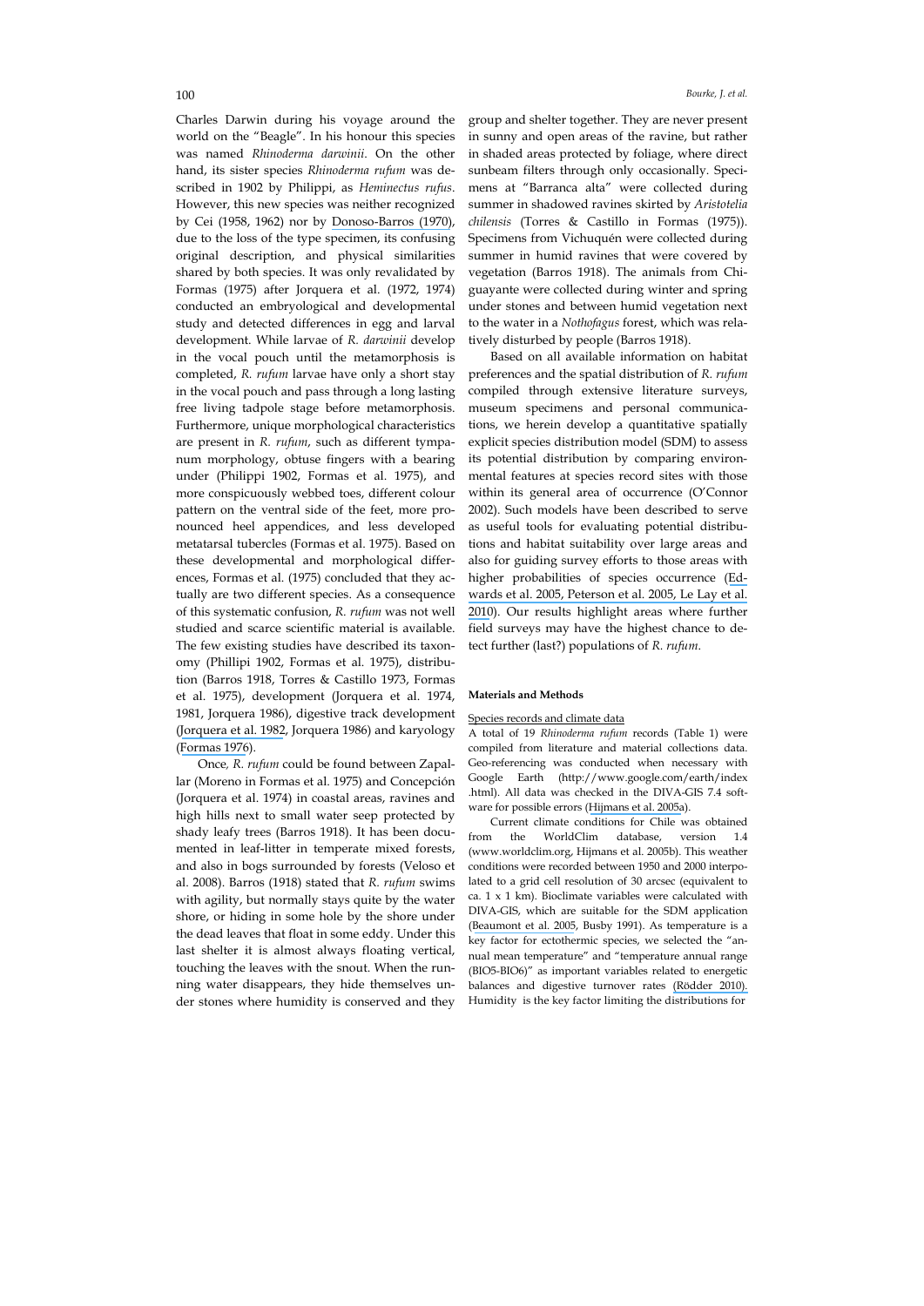Charles Darwin during his voyage around the world on the "Beagle". In his honour this species was named *Rhinoderma darwinii*. On the other hand, its sister species *Rhinoderma rufum* was described in 1902 by Philippi, as *Heminectus rufus*. However, this new species was neither recognized by Cei (1958, 1962) nor by Donoso-Barros (1970), due to the loss of the type specimen, its confusing original description, and physical similarities shared by both species. It was only revalidated by Formas (1975) after Jorquera et al. (1972, 1974) conducted an embryological and developmental study and detected differences in egg and larval development. While larvae of *R. darwinii* develop in the vocal pouch until the metamorphosis is completed, *R. rufum* larvae have only a short stay in the vocal pouch and pass through a long lasting free living tadpole stage before metamorphosis. Furthermore, unique morphological characteristics are present in *R. rufum*, such as different tympanum morphology, obtuse fingers with a bearing under (Philippi 1902, Formas et al. 1975), and more conspicuously webbed toes, different colour pattern on the ventral side of the feet, more pronounced heel appendices, and less developed metatarsal tubercles (Formas et al. 1975). Based on these developmental and morphological differences, Formas et al. (1975) concluded that they actually are two different species. As a consequence of this systematic confusion, *R. rufum* was not well studied and scarce scientific material is available. The few existing studies have described its taxonomy (Phillipi 1902, Formas et al. 1975), distribution (Barros 1918, Torres & Castillo 1973, Formas et al. 1975), development (Jorquera et al. 1974, 1981, Jorquera 1986), digestive track development (Jorquera et al. 1982, Jorquera 1986) and karyology (Formas 1976).

Once, *R. rufum* could be found between Zapallar (Moreno in Formas et al. 1975) and Concepción (Jorquera et al. 1974) in coastal areas, ravines and high hills next to small water seep protected by shady leafy trees (Barros 1918). It has been documented in leaf-litter in temperate mixed forests, and also in bogs surrounded by forests (Veloso et al. 2008). Barros (1918) stated that *R. rufum* swims with agility, but normally stays quite by the water shore, or hiding in some hole by the shore under the dead leaves that float in some eddy. Under this last shelter it is almost always floating vertical, touching the leaves with the snout. When the running water disappears, they hide themselves under stones where humidity is conserved and they group and shelter together. They are never present in sunny and open areas of the ravine, but rather in shaded areas protected by foliage, where direct sunbeam filters through only occasionally. Specimens at "Barranca alta" were collected during summer in shadowed ravines skirted by *Aristotelia chilensis* (Torres & Castillo in Formas (1975)). Specimens from Vichuquén were collected during summer in humid ravines that were covered by vegetation (Barros 1918). The animals from Chiguayante were collected during winter and spring under stones and between humid vegetation next to the water in a *Nothofagus* forest, which was relatively disturbed by people (Barros 1918).

Based on all available information on habitat preferences and the spatial distribution of *R. rufum* compiled through extensive literature surveys, museum specimens and personal communications, we herein develop a quantitative spatially explicit species distribution model (SDM) to assess its potential distribution by comparing environmental features at species record sites with those within its general area of occurrence (O'Connor 2002). Such models have been described to serve as useful tools for evaluating potential distributions and habitat suitability over large areas and also for guiding survey efforts to those areas with higher probabilities of species occurrence (Edwards et al. 2005, Peterson et al. 2005, Le Lay et al. 2010). Our results highlight areas where further field surveys may have the highest chance to detect further (last?) populations of *R. rufum*.

## Materials and Methods

### Species records and climate data

A total of 19 *Rhinoderma rufum* records (Table 1) were compiled from literature and material collections data. Geo-referencing was conducted when necessary with Google Earth (http://www.google.com/earth/index.html). All data was checked in the DIVA-GIS 7.4 software for possible errors (Hijmans et al. 2005a).

Current climate conditions for Chile was obtained from the WorldClim database, version 1.4 (www.worldclim.org, Hijmans et al. 2005b). This weather conditions were recorded between 1950 and 2000 interpolated to a grid cell resolution of 30 arcsec (equivalent to ca. 1 x 1 km). Bioclimate variables were calculated with DIVA-GIS, which are suitable for the SDM application (Beaumont et al. 2005, Busby 1991). As temperature is a key factor for ectothermic species, we selected the "annual mean temperature" and "temperature annual range (BIO5-BIO6)" as important variables related to energetic balances and digestive turnover rates (Rödder 2010). Humidity is the key factor limiting the distributions for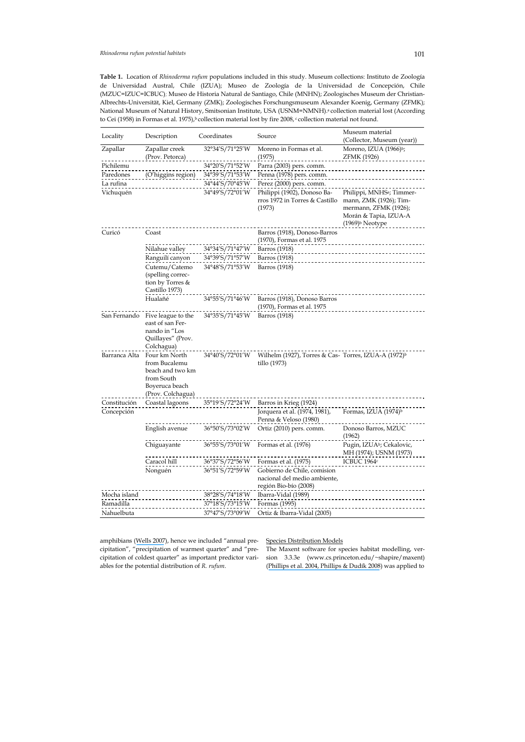**Table 1.** Location of *Rhinoderma rufum* populations included in this study. Museum collections: Instituto de Zoología de Universidad Austral, Chile (IZUA); Museo de Zoología de la Universidad de Concepción, Chile (MZUC=IZUC=ICBUC); Museo de Historia Natural de Santiago, Chile (MNHN); Zoologisches Museum der Christian-Albrechts-Universität, Kiel, Germany (ZMK); Zoologisches Forschungsmuseum Alexander Koenig, Germany (ZFMK); National Museum of Natural History, Smitsonian Institute, USA (USNM=NMNH).[a] collection material lost (According to Cei (1958) in Formas et al. 1975),[b] collection material lost by fire 2008, [c] collection material not found.

| Locality | Description | Coordinates | Source | Museum material (Collector, Museum (year)) |
|---|---|---|---|---|
| Zapallar | Zapallar creek (Prov. Petorca) | 32°34′S/71°25′W | Moreno in Formas et al. (1975) | Moreno, IZUA (1966)[b]; ZFMK (1926) |
| Pichilemu | | 34°20′S/71°52′W | Parra (2003) pers. comm. | |
| Paredones | (O'higgins region) | 34°39′S/71°53′W | Penna (1978) pers. comm. | |
| La rufina | | 34°44′S/70°45′W | Perez (2000) pers. comm. | |
| Vichuquén | | 34°49′S/72°01′W | Philippi (1902), Donoso Barros 1972 in Torres & Castillo (1973) | Philippi, MNHS[a]; Timmermann, ZMK (1926); Timmermann, ZFMK (1926); Morán & Tapia, IZUA-A (1969)[b] Neotype |
| Curicó | Coast | | Barros (1918), Donoso-Barros (1970), Formas et al. 1975 | |
| | Nilahue valley | 34°34′S/71°47′W | Barros (1918) | |
| | Ranguilí canyon | 34°39′S/71°57′W | Barros (1918) | |
| | Cutemu/Catemo (spelling correction by Torres & Castillo 1973) | 34°48′S/71°53′W | Barros (1918) | |
| | Hualañé | 34°55′S/71°46′W | Barros (1918), Donoso Barros (1970), Formas et al. 1975 | |
| San Fernando | Five league to the east of san Fernando in "Los Quillayes" (Prov. Colchagua) | 34°35′S/71°45′W | Barros (1918) | |
| Barranca Alta | Four km North from Bucalemu beach and two km from South Boyeruca beach (Prov. Colchagua) | 34°40′S/72°01′W | Wilhelm (1927), Torres & Castillo (1973) | Torres, IZUA-A (1972)[b] |
| Constitución | Coastal lagoons | 35°19′S/72°24′W | Barros in Krieg (1924) | |
| Concepción | | | Jorquera et al. (1974, 1981), Penna & Veloso (1980) | Formas, IZUA (1974)[b] |
| | English avenue | 36°50′S/73°02′W | Ortiz (2010) pers. comm. | Donoso Barros, MZUC (1962) |
| | Chiguayante | 36°55′S/73°01′W | Formas et al. (1976) | Pugin, IZUA[b]; Cekalovic, MH (1974); USNM (1973) |
| | Caracol hill | 36°37′S/72°56′W | Formas et al. (1975) | ICBUC 1964[c] |
| | Nonguén | 36°51′S/72°59′W | Gobierno de Chile, comision nacional del medio ambiente, región Bio-bío (2008) | |
| Mocha island | | 38°28′S/74°18′W | Ibarra-Vidal (1989) | |
| Ramadilla | | 37°18′S/73°15′W | Formas (1995) | |
| Nahuelbuta | | 37°47′S/73°09′W | Ortiz & Ibarra-Vidal (2005) | |

amphibians (Wells 2007), hence we included "annual precipitation", "precipitation of warmest quarter" and "precipitation of coldest quarter" as important predictor variables for the potential distribution of *R. rufum*.

Species Distribution Models

The Maxent software for species habitat modelling, version 3.3.3e (www.cs.princeton.edu/~shapire/maxent) (Phillips et al. 2004, Phillips & Dudík 2008) was applied to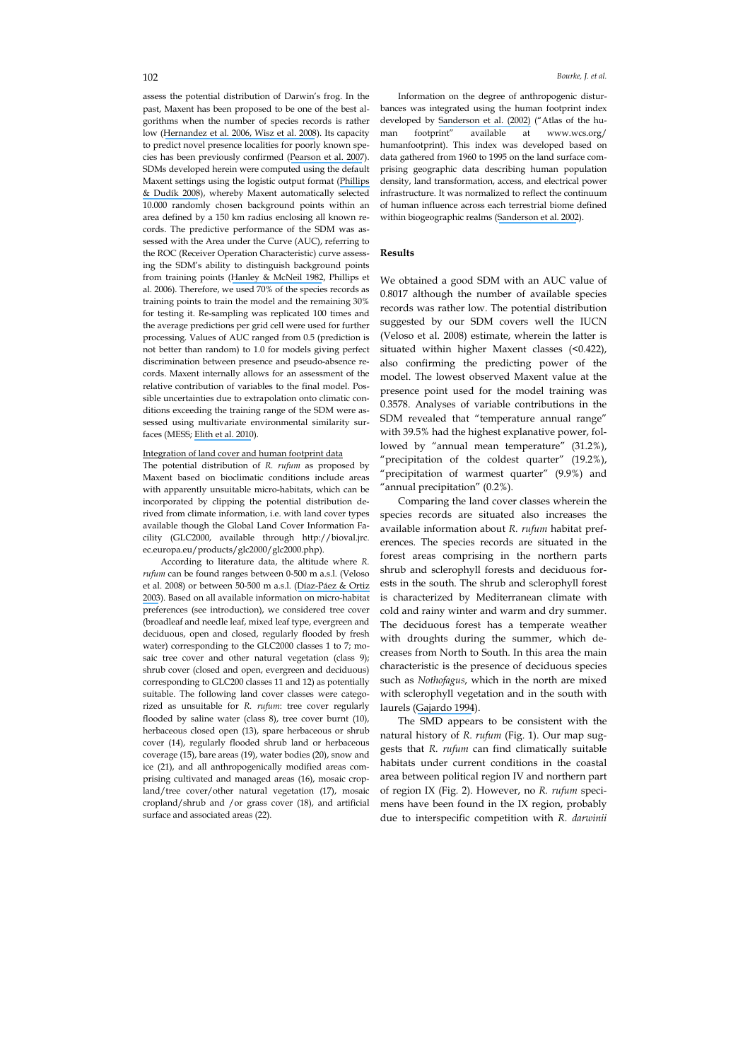assess the potential distribution of Darwin's frog. In the past, Maxent has been proposed to be one of the best algorithms when the number of species records is rather low (Hernandez et al. 2006, Wisz et al. 2008). Its capacity to predict novel presence localities for poorly known species has been previously confirmed (Pearson et al. 2007). SDMs developed herein were computed using the default Maxent settings using the logistic output format (Phillips & Dudík 2008), whereby Maxent automatically selected 10.000 randomly chosen background points within an area defined by a 150 km radius enclosing all known records. The predictive performance of the SDM was assessed with the Area under the Curve (AUC), referring to the ROC (Receiver Operation Characteristic) curve assessing the SDM's ability to distinguish background points from training points (Hanley & McNeil 1982, Phillips et al. 2006). Therefore, we used 70% of the species records as training points to train the model and the remaining 30% for testing it. Re-sampling was replicated 100 times and the average predictions per grid cell were used for further processing. Values of AUC ranged from 0.5 (prediction is not better than random) to 1.0 for models giving perfect discrimination between presence and pseudo-absence records. Maxent internally allows for an assessment of the relative contribution of variables to the final model. Possible uncertainties due to extrapolation onto climatic conditions exceeding the training range of the SDM were assessed using multivariate environmental similarity surfaces (MESS; Elith et al. 2010).

### Integration of land cover and human footprint data

The potential distribution of *R. rufum* as proposed by Maxent based on bioclimatic conditions include areas with apparently unsuitable micro-habitats, which can be incorporated by clipping the potential distribution derived from climate information, i.e. with land cover types available though the Global Land Cover Information Facility (GLC2000, available through http://bioval.jrc.ec.europa.eu/products/glc2000/glc2000.php).

According to literature data, the altitude where *R. rufum* can be found ranges between 0-500 m a.s.l. (Veloso et al. 2008) or between 50-500 m a.s.l. (Díaz-Páez & Ortiz 2003). Based on all available information on micro-habitat preferences (see introduction), we considered tree cover (broadleaf and needle leaf, mixed leaf type, evergreen and deciduous, open and closed, regularly flooded by fresh water) corresponding to the GLC2000 classes 1 to 7; mosaic tree cover and other natural vegetation (class 9); shrub cover (closed and open, evergreen and deciduous) corresponding to GLC200 classes 11 and 12) as potentially suitable. The following land cover classes were categorized as unsuitable for *R. rufum*: tree cover regularly flooded by saline water (class 8), tree cover burnt (10), herbaceous closed open (13), spare herbaceous or shrub cover (14), regularly flooded shrub land or herbaceous coverage (15), bare areas (19), water bodies (20), snow and ice (21), and all anthropogenically modified areas comprising cultivated and managed areas (16), mosaic cropland/tree cover/other natural vegetation (17), mosaic cropland/shrub and /or grass cover (18), and artificial surface and associated areas (22).

Information on the degree of anthropogenic disturbances was integrated using the human footprint index developed by Sanderson et al. (2002) ("Atlas of the human footprint" available at www.wcs.org/humanfootprint). This index was developed based on data gathered from 1960 to 1995 on the land surface comprising geographic data describing human population density, land transformation, access, and electrical power infrastructure. It was normalized to reflect the continuum of human influence across each terrestrial biome defined within biogeographic realms (Sanderson et al. 2002).

## Results

We obtained a good SDM with an AUC value of 0.8017 although the number of available species records was rather low. The potential distribution suggested by our SDM covers well the IUCN (Veloso et al. 2008) estimate, wherein the latter is situated within higher Maxent classes (<0.422), also confirming the predicting power of the model. The lowest observed Maxent value at the presence point used for the model training was 0.3578. Analyses of variable contributions in the SDM revealed that "temperature annual range" with 39.5% had the highest explanative power, followed by "annual mean temperature" (31.2%), "precipitation of the coldest quarter" (19.2%), "precipitation of warmest quarter" (9.9%) and "annual precipitation" (0.2%).

Comparing the land cover classes wherein the species records are situated also increases the available information about *R. rufum* habitat preferences. The species records are situated in the forest areas comprising in the northern parts shrub and sclerophyll forests and deciduous forests in the south. The shrub and sclerophyll forest is characterized by Mediterranean climate with cold and rainy winter and warm and dry summer. The deciduous forest has a temperate weather with droughts during the summer, which decreases from North to South. In this area the main characteristic is the presence of deciduous species such as *Nothofagus*, which in the north are mixed with sclerophyll vegetation and in the south with laurels (Gajardo 1994).

The SMD appears to be consistent with the natural history of *R. rufum* (Fig. 1). Our map suggests that *R. rufum* can find climatically suitable habitats under current conditions in the coastal area between political region IV and northern part of region IX (Fig. 2). However, no *R. rufum* specimens have been found in the IX region, probably due to interspecific competition with *R. darwinii*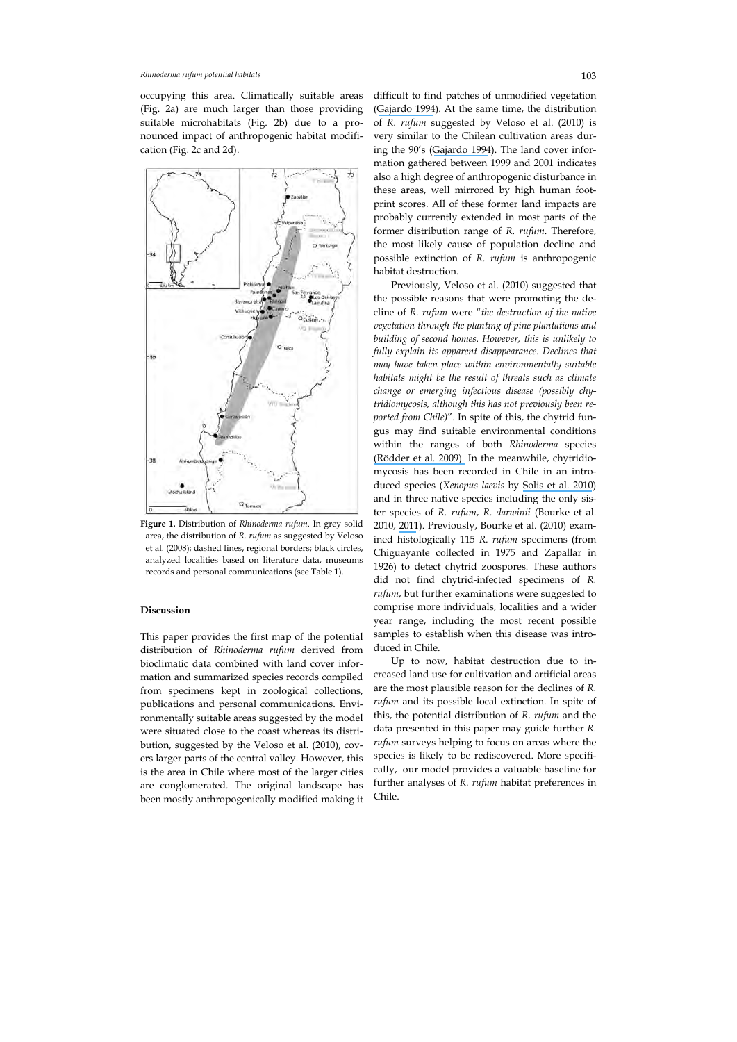occupying this area. Climatically suitable areas (Fig. 2a) are much larger than those providing suitable microhabitats (Fig. 2b) due to a pronounced impact of anthropogenic habitat modification (Fig. 2c and 2d).

**Figure 1.** Distribution of *Rhinoderma rufum*. In grey solid area, the distribution of *R. rufum* as suggested by Veloso et al. (2008); dashed lines, regional borders; black circles, analyzed localities based on literature data, museums records and personal communications (see Table 1).

### Discussion

This paper provides the first map of the potential distribution of *Rhinoderma rufum* derived from bioclimatic data combined with land cover information and summarized species records compiled from specimens kept in zoological collections, publications and personal communications. Environmentally suitable areas suggested by the model were situated close to the coast whereas its distribution, suggested by the Veloso et al. (2010), covers larger parts of the central valley. However, this is the area in Chile where most of the larger cities are conglomerated. The original landscape has been mostly anthropogenically modified making it difficult to find patches of unmodified vegetation (Gajardo 1994). At the same time, the distribution of *R. rufum* suggested by Veloso et al. (2010) is very similar to the Chilean cultivation areas during the 90's (Gajardo 1994). The land cover information gathered between 1999 and 2001 indicates also a high degree of anthropogenic disturbance in these areas, well mirrored by high human footprint scores. All of these former land impacts are probably currently extended in most parts of the former distribution range of *R. rufum*. Therefore, the most likely cause of population decline and possible extinction of *R. rufum* is anthropogenic habitat destruction.

Previously, Veloso et al. (2010) suggested that the possible reasons that were promoting the decline of *R. rufum* were "*the destruction of the native vegetation through the planting of pine plantations and building of second homes. However, this is unlikely to fully explain its apparent disappearance. Declines that may have taken place within environmentally suitable habitats might be the result of threats such as climate change or emerging infectious disease (possibly chytridiomycosis, although this has not previously been reported from Chile)*". In spite of this, the chytrid fungus may find suitable environmental conditions within the ranges of both *Rhinoderma* species (Rödder et al. 2009). In the meanwhile, chytridiomycosis has been recorded in Chile in an introduced species (*Xenopus laevis* by Solis et al. 2010) and in three native species including the only sister species of *R. rufum*, *R. darwinii* (Bourke et al. 2010, 2011). Previously, Bourke et al. (2010) examined histologically 115 *R. rufum* specimens (from Chiguayante collected in 1975 and Zapallar in 1926) to detect chytrid zoospores. These authors did not find chytrid-infected specimens of *R. rufum*, but further examinations were suggested to comprise more individuals, localities and a wider year range, including the most recent possible samples to establish when this disease was introduced in Chile.

Up to now, habitat destruction due to increased land use for cultivation and artificial areas are the most plausible reason for the declines of *R. rufum* and its possible local extinction. In spite of this, the potential distribution of *R. rufum* and the data presented in this paper may guide further *R. rufum* surveys helping to focus on areas where the species is likely to be rediscovered. More specifically, our model provides a valuable baseline for further analyses of *R. rufum* habitat preferences in Chile.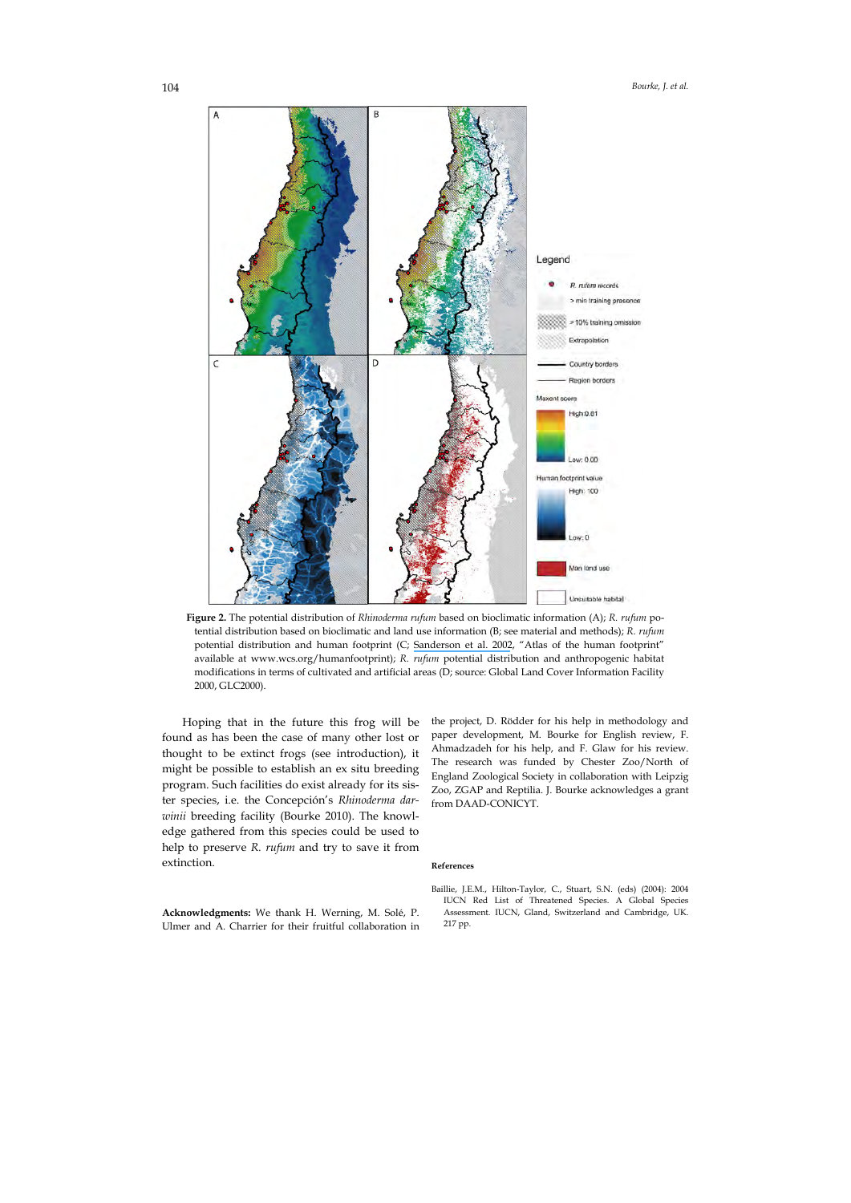**Figure 2.** The potential distribution of *Rhinoderma rufum* based on bioclimatic information (A); *R. rufum* potential distribution based on bioclimatic and land use information (B; see material and methods); *R. rufum* potential distribution and human footprint (C; Sanderson et al. 2002, "Atlas of the human footprint" available at www.wcs.org/humanfootprint); *R. rufum* potential distribution and anthropogenic habitat modifications in terms of cultivated and artificial areas (D; source: Global Land Cover Information Facility 2000, GLC2000).

Hoping that in the future this frog will be found as has been the case of many other lost or thought to be extinct frogs (see introduction), it might be possible to establish an ex situ breeding program. Such facilities do exist already for its sister species, i.e. the Concepción's *Rhinoderma darwinii* breeding facility (Bourke 2010). The knowledge gathered from this species could be used to help to preserve *R. rufum* and try to save it from extinction.

**Acknowledgments:** We thank H. Werning, M. Solé, P. Ulmer and A. Charrier for their fruitful collaboration in the project, D. Rödder for his help in methodology and paper development, M. Bourke for English review, F. Ahmadzadeh for his help, and F. Glaw for his review. The research was funded by Chester Zoo/North of England Zoological Society in collaboration with Leipzig Zoo, ZGAP and Reptilia. J. Bourke acknowledges a grant from DAAD-CONICYT.

#### References

Baillie, J.E.M., Hilton-Taylor, C., Stuart, S.N. (eds) (2004): 2004 IUCN Red List of Threatened Species. A Global Species Assessment. IUCN, Gland, Switzerland and Cambridge, UK. 217 pp.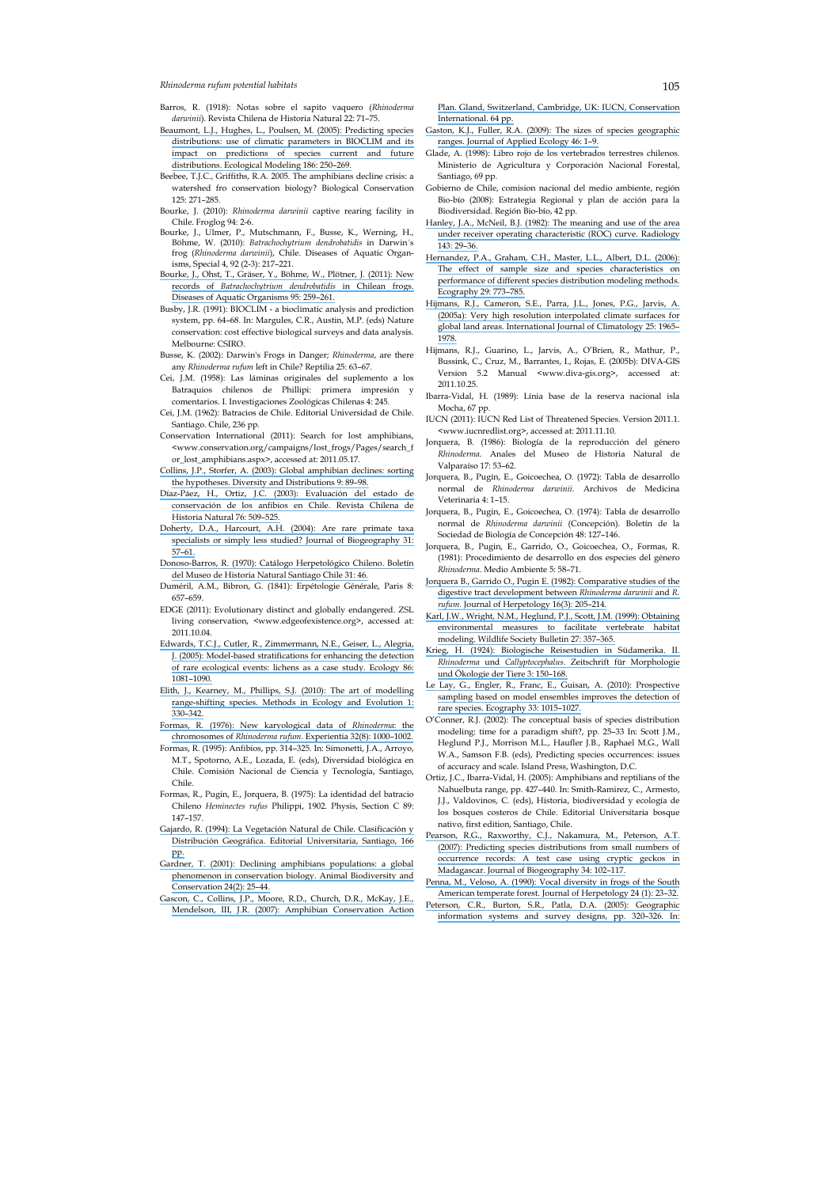Barros, R. (1918): Notas sobre el sapito vaquero (*Rhinoderma darwinii*). Revista Chilena de Historia Natural 22: 71–75.

Beaumont, L.J., Hughes, L., Poulsen, M. (2005): Predicting species distributions: use of climatic parameters in BIOCLIM and its impact on predictions of species current and future distributions. Ecological Modeling 186: 250–269.

Beebee, T.J.C., Griffiths, R.A. 2005. The amphibians decline crisis: a watershed fro conservation biology? Biological Conservation 125: 271–285.

Bourke, J. (2010): *Rhinoderma darwinii* captive rearing facility in Chile. Froglog 94: 2-6.

Bourke, J., Ulmer, P., Mutschmann, F., Busse, K., Werning, H., Böhme, W. (2010): *Batrachochytrium dendrobatidis* in Darwin´s frog (*Rhinoderma darwinii*), Chile. Diseases of Aquatic Organisms, Special 4, 92 (2-3): 217–221.

Bourke, J., Ohst, T., Gräser, Y., Böhme, W., Plötner, J. (2011): New records of *Batrachochytrium dendrobatidis* in Chilean frogs. Diseases of Aquatic Organisms 95: 259–261.

Busby, J.R. (1991): BIOCLIM - a bioclimatic analysis and prediction system, pp. 64–68. In: Margules, C.R., Austin, M.P. (eds) Nature conservation: cost effective biological surveys and data analysis. Melbourne: CSIRO.

Busse, K. (2002): Darwin's Frogs in Danger; *Rhinoderma*, are there any *Rhinoderma rufum* left in Chile? Reptilia 25: 63–67.

Cei, J.M. (1958): Las láminas originales del suplemento a los Batraquios chilenos de Phillipi: primera impresión y comentarios. I. Investigaciones Zoológicas Chilenas 4: 245.

Cei, J.M. (1962): Batracios de Chile. Editorial Universidad de Chile. Santiago. Chile, 236 pp.

Conservation International (2011): Search for lost amphibians, <www.conservation.org/campaigns/lost_frogs/Pages/search_for_lost_amphibians.aspx>, accessed at: 2011.05.17.

Collins, J.P., Storfer, A. (2003): Global amphibian declines: sorting the hypotheses. Diversity and Distributions 9: 89–98.

Díaz-Páez, H., Ortiz, J.C. (2003): Evaluación del estado de conservación de los anfibios en Chile. Revista Chilena de Historia Natural 76: 509–525.

Doherty, D.A., Harcourt, A.H. (2004): Are rare primate taxa specialists or simply less studied? Journal of Biogeography 31: 57–61.

Donoso-Barros, R. (1970): Catálogo Herpetológico Chileno. Boletín del Museo de Historia Natural Santiago Chile 31: 46.

Duméril, A.M., Bibron, G. (1841): Erpétologie Générale, Paris 8: 657–659.

EDGE (2011): Evolutionary distinct and globally endangered. ZSL living conservation, <www.edgeofexistence.org>, accessed at: 2011.10.04.

Edwards, T.C.J., Cutler, R., Zimmermann, N.E., Geiser, L., Alegria, J. (2005): Model-based stratifications for enhancing the detection of rare ecological events: lichens as a case study. Ecology 86: 1081–1090.

Elith, J., Kearney, M., Phillips, S.J. (2010): The art of modelling range-shifting species. Methods in Ecology and Evolution 1: 330–342.

Formas, R. (1976): New karyological data of *Rhinoderma*: the chromosomes of *Rhinoderma rufum*. Experientia 32(8): 1000–1002.

Formas, R. (1995): Anfibios, pp. 314–325. In: Simonetti, J.A., Arroyo, M.T., Spotorno, A.E., Lozada, E. (eds), Diversidad biológica en Chile. Comisión Nacional de Ciencia y Tecnología, Santiago, Chile.

Formas, R., Pugin, E., Jorquera, B. (1975): La identidad del batracio Chileno *Heminectes rufus* Philippi, 1902. Physis, Section C 89: 147–157.

Gajardo, R. (1994): La Vegetación Natural de Chile. Clasificación y Distribución Geográfica. Editorial Universitaria, Santiago, 166 pp.

Gardner, T. (2001): Declining amphibians populations: a global phenomenon in conservation biology. Animal Biodiversity and Conservation 24(2): 25–44.

Gascon, C., Collins, J.P., Moore, R.D., Church, D.R., McKay, J.E., Mendelson, III, J.R. (2007): Amphibian Conservation Action Plan. Gland, Switzerland, Cambridge, UK: IUCN, Conservation International. 64 pp.

Gaston, K.J., Fuller, R.A. (2009): The sizes of species geographic ranges. Journal of Applied Ecology 46: 1–9.

Glade, A. (1998): Libro rojo de los vertebrados terrestres chilenos. Ministerio de Agricultura y Corporación Nacional Forestal, Santiago, 69 pp.

Gobierno de Chile, comision nacional del medio ambiente, región Bio-bio (2008): Estrategia Regional y plan de acción para la Biodiversidad. Región Bio-bio, 42 pp.

Hanley, J.A., McNeil, B.J. (1982): The meaning and use of the area under receiver operating characteristic (ROC) curve. Radiology 143: 29–36.

Hernandez, P.A., Graham, C.H., Master, L.L., Albert, D.L. (2006): The effect of sample size and species characteristics on performance of different species distribution modeling methods. Ecography 29: 773–785.

Hijmans, R.J., Cameron, S.E., Parra, J.L., Jones, P.G., Jarvis, A. (2005a): Very high resolution interpolated climate surfaces for global land areas. International Journal of Climatology 25: 1965–1978.

Hijmans, R.J., Guarino, L., Jarvis, A., O'Brien, R., Mathur, P., Bussink, C., Cruz, M., Barrantes, I., Rojas, E. (2005b): DIVA-GIS Version 5.2 Manual <www.diva-gis.org>, accessed at: 2011.10.25.

Ibarra-Vidal, H. (1989): Línia base de la reserva nacional isla Mocha, 67 pp.

IUCN (2011): IUCN Red List of Threatened Species. Version 2011.1. <www.iucnredlist.org>, accessed at: 2011.11.10.

Jorquera, B. (1986): Biología de la reproducción del género *Rhinoderma*. Anales del Museo de Historia Natural de Valparaíso 17: 53–62.

Jorquera, B., Pugin, E., Goicoechea, O. (1972): Tabla de desarrollo normal de *Rhinoderma darwinii*. Archivos de Medicina Veterinaria 4: 1–15.

Jorquera, B., Pugin, E., Goicoechea, O. (1974): Tabla de desarrollo normal de *Rhinoderma darwinii* (Concepción). Boletín de la Sociedad de Biología de Concepción 48: 127–146.

Jorquera, B., Pugin, E., Garrido, O., Goicoechea, O., Formas, R. (1981): Procedimiento de desarrollo en dos especies del género *Rhinoderma*. Medio Ambiente 5: 58–71.

Jorquera B., Garrido O., Pugin E. (1982): Comparative studies of the digestive tract development between *Rhinoderma darwinii* and *R. rufum*. Journal of Herpetology 16(3): 205–214.

Karl, J.W., Wright, N.M., Heglund, P.J., Scott, J.M. (1999): Obtaining environmental measures to facilitate vertebrate habitat modeling. Wildlife Society Bulletin 27: 357–365.

Krieg, H. (1924): Biologische Reisestudien in Südamerika. II. *Rhinoderma* und *Callyptocephalus*. Zeitschrift für Morphologie und Ökologie der Tiere 3: 150–168.

Le Lay, G., Engler, R., Franc, E., Guisan, A. (2010): Prospective sampling based on model ensembles improves the detection of rare species. Ecography 33: 1015–1027.

O'Conner, R.J. (2002): The conceptual basis of species distribution modeling: time for a paradigm shift?, pp. 25–33 In: Scott J.M., Heglund P.J., Morrison M.L., Haufler J.B., Raphael M.G., Wall W.A., Samson F.B. (eds), Predicting species occurrences: issues of accuracy and scale. Island Press, Washington, D.C.

Ortiz, J.C., Ibarra-Vidal, H. (2005): Amphibians and reptilians of the Nahuelbuta range, pp. 427–440. In: Smith-Ramirez, C., Armesto, J.J., Valdovinos, C. (eds), Historia, biodiversidad y ecología de los bosques costeros de Chile. Editorial Universitaria bosque nativo, first edition, Santiago, Chile.

Pearson, R.G., Raxworthy, C.J., Nakamura, M., Peterson, A.T. (2007): Predicting species distributions from small numbers of occurrence records: A test case using cryptic geckos in Madagascar. Journal of Biogeography 34: 102–117.

Penna, M., Veloso, A. (1990): Vocal diversity in frogs of the South American temperate forest. Journal of Herpetology 24 (1): 23–32.

Peterson, C.R., Burton, S.R., Patla, D.A. (2005): Geographic information systems and survey designs, pp. 320–326. In: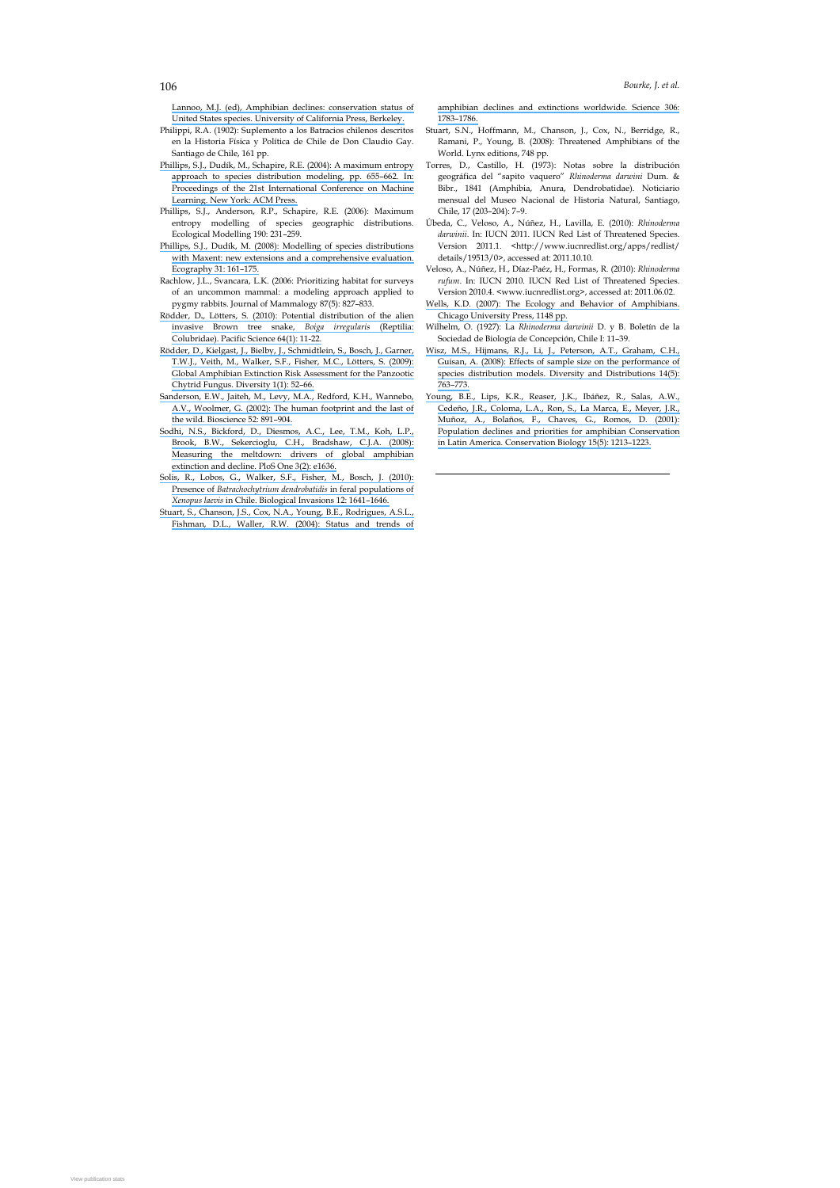Lannoo, M.J. (ed), Amphibian declines: conservation status of United States species. University of California Press, Berkeley.

Philippi, R.A. (1902): Suplemento a los Batracios chilenos descritos en la Historia Física y Política de Chile de Don Claudio Gay. Santiago de Chile, 161 pp.

Phillips, S.J., Dudík, M., Schapire, R.E. (2004): A maximum entropy approach to species distribution modeling, pp. 655–662. In: Proceedings of the 21st International Conference on Machine Learning. New York: ACM Press.

Phillips, S.J., Anderson, R.P., Schapire, R.E. (2006): Maximum entropy modelling of species geographic distributions. Ecological Modelling 190: 231–259.

Phillips, S.J., Dudík, M. (2008): Modelling of species distributions with Maxent: new extensions and a comprehensive evaluation. Ecography 31: 161–175.

Rachlow, J.L., Svancara, L.K. (2006: Prioritizing habitat for surveys of an uncommon mammal: a modeling approach applied to pygmy rabbits. Journal of Mammalogy 87(5): 827–833.

Rödder, D., Lötters, S. (2010): Potential distribution of the alien invasive Brown tree snake, *Boiga irregularis* (Reptilia: Colubridae). Pacific Science 64(1): 11-22.

Rödder, D., Kielgast, J., Bielby, J., Schmidtlein, S., Bosch, J., Garner, T.W.J., Veith, M., Walker, S.F., Fisher, M.C., Lötters, S. (2009): Global Amphibian Extinction Risk Assessment for the Panzootic Chytrid Fungus. Diversity 1(1): 52–66.

Sanderson, E.W., Jaiteh, M., Levy, M.A., Redford, K.H., Wannebo, A.V., Woolmer, G. (2002): The human footprint and the last of the wild. Bioscience 52: 891–904.

Sodhi, N.S., Bickford, D., Diesmos, A.C., Lee, T.M., Koh, L.P., Brook, B.W., Sekercioglu, C.H., Bradshaw, C.J.A. (2008): Measuring the meltdown: drivers of global amphibian extinction and decline. PloS One 3(2): e1636.

Solis, R., Lobos, G., Walker, S.F., Fisher, M., Bosch, J. (2010): Presence of *Batrachochytrium dendrobatidis* in feral populations of *Xenopus laevis* in Chile. Biological Invasions 12: 1641–1646.

Stuart, S., Chanson, J.S., Cox, N.A., Young, B.E., Rodrigues, A.S.L., Fishman, D.L., Waller, R.W. (2004): Status and trends of amphibian declines and extinctions worldwide. Science 306: 1783–1786.

Stuart, S.N., Hoffmann, M., Chanson, J., Cox, N., Berridge, R., Ramani, P., Young, B. (2008): Threatened Amphibians of the World. Lynx editions, 748 pp.

Torres, D., Castillo, H. (1973): Notas sobre la distribución geográfica del "sapito vaquero" *Rhinoderma darwini* Dum. & Bibr., 1841 (Amphibia, Anura, Dendrobatidae). Noticiario mensual del Museo Nacional de Historia Natural, Santiago, Chile, 17 (203–204): 7–9.

Úbeda, C., Veloso, A., Núñez, H., Lavilla, E. (2010): *Rhinoderma darwinii*. In: IUCN 2011. IUCN Red List of Threatened Species. Version 2011.1. <http://www.iucnredlist.org/apps/redlist/details/19513/0>, accessed at: 2011.10.10.

Veloso, A., Núñez, H., Díaz-Paéz, H., Formas, R. (2010): *Rhinoderma rufum*. In: IUCN 2010. IUCN Red List of Threatened Species. Version 2010.4. <www.iucnredlist.org>, accessed at: 2011.06.02.

Wells, K.D. (2007): The Ecology and Behavior of Amphibians. Chicago University Press, 1148 pp.

Wilhelm, O. (1927): La *Rhinoderma darwinii* D. y B. Boletín de la Sociedad de Biología de Concepción, Chile I: 11–39.

Wisz, M.S., Hijmans, R.J., Li, J., Peterson, A.T., Graham, C.H., Guisan, A. (2008): Effects of sample size on the performance of species distribution models. Diversity and Distributions 14(5): 763–773.

Young, B.E., Lips, K.R., Reaser, J.K., Ibáñez, R., Salas, A.W., Cedeño, J.R., Coloma, L.A., Ron, S., La Marca, E., Meyer, J.R., Muñoz, A., Bolaños, F., Chaves, G., Romos, D. (2001): Population declines and priorities for amphibian Conservation in Latin America. Conservation Biology 15(5): 1213–1223.